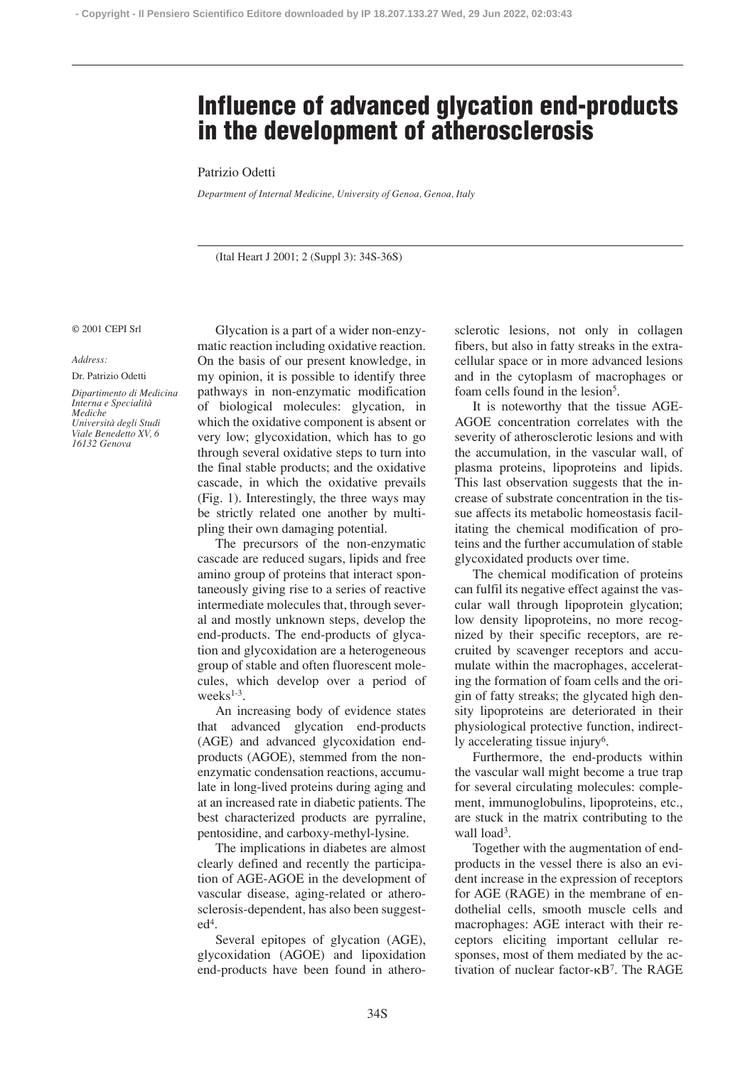# Influence of advanced glycation end-products in the development of atherosclerosis

Patrizio Odetti

*Department of Internal Medicine, University of Genoa, Genoa, Italy*

(Ital Heart J 2001; 2 (Suppl 3): 34S-36S)

© 2001 CEPI Srl

*Address:*

Dr. Patrizio Odetti

*Dipartimento di Medicina Interna e Specialità Mediche*
*Università degli Studi*
*Viale Benedetto XV, 6*
*16132 Genova*

Glycation is a part of a wider non-enzymatic reaction including oxidative reaction. On the basis of our present knowledge, in my opinion, it is possible to identify three pathways in non-enzymatic modification of biological molecules: glycation, in which the oxidative component is absent or very low; glycoxidation, which has to go through several oxidative steps to turn into the final stable products; and the oxidative cascade, in which the oxidative prevails (Fig. 1). Interestingly, the three ways may be strictly related one another by multipling their own damaging potential.

The precursors of the non-enzymatic cascade are reduced sugars, lipids and free amino group of proteins that interact spontaneously giving rise to a series of reactive intermediate molecules that, through several and mostly unknown steps, develop the end-products. The end-products of glycation and glycoxidation are a heterogeneous group of stable and often fluorescent molecules, which develop over a period of weeks[1-3].

An increasing body of evidence states that advanced glycation end-products (AGE) and advanced glycoxidation end-products (AGOE), stemmed from the non-enzymatic condensation reactions, accumulate in long-lived proteins during aging and at an increased rate in diabetic patients. The best characterized products are pyrraline, pentosidine, and carboxy-methyl-lysine.

The implications in diabetes are almost clearly defined and recently the participation of AGE-AGOE in the development of vascular disease, aging-related or atherosclerosis-dependent, has also been suggested[4].

Several epitopes of glycation (AGE), glycoxidation (AGOE) and lipoxidation end-products have been found in atherosclerotic lesions, not only in collagen fibers, but also in fatty streaks in the extracellular space or in more advanced lesions and in the cytoplasm of macrophages or foam cells found in the lesion[5].

It is noteworthy that the tissue AGE-AGOE concentration correlates with the severity of atherosclerotic lesions and with the accumulation, in the vascular wall, of plasma proteins, lipoproteins and lipids. This last observation suggests that the increase of substrate concentration in the tissue affects its metabolic homeostasis facilitating the chemical modification of proteins and the further accumulation of stable glycoxidated products over time.

The chemical modification of proteins can fulfil its negative effect against the vascular wall through lipoprotein glycation; low density lipoproteins, no more recognized by their specific receptors, are recruited by scavenger receptors and accumulate within the macrophages, accelerating the formation of foam cells and the origin of fatty streaks; the glycated high density lipoproteins are deteriorated in their physiological protective function, indirectly accelerating tissue injury[6].

Furthermore, the end-products within the vascular wall might become a true trap for several circulating molecules: complement, immunoglobulins, lipoproteins, etc., are stuck in the matrix contributing to the wall load[3].

Together with the augmentation of end-products in the vessel there is also an evident increase in the expression of receptors for AGE (RAGE) in the membrane of endothelial cells, smooth muscle cells and macrophages: AGE interact with their receptors eliciting important cellular responses, most of them mediated by the activation of nuclear factor-κB[7]. The RAGE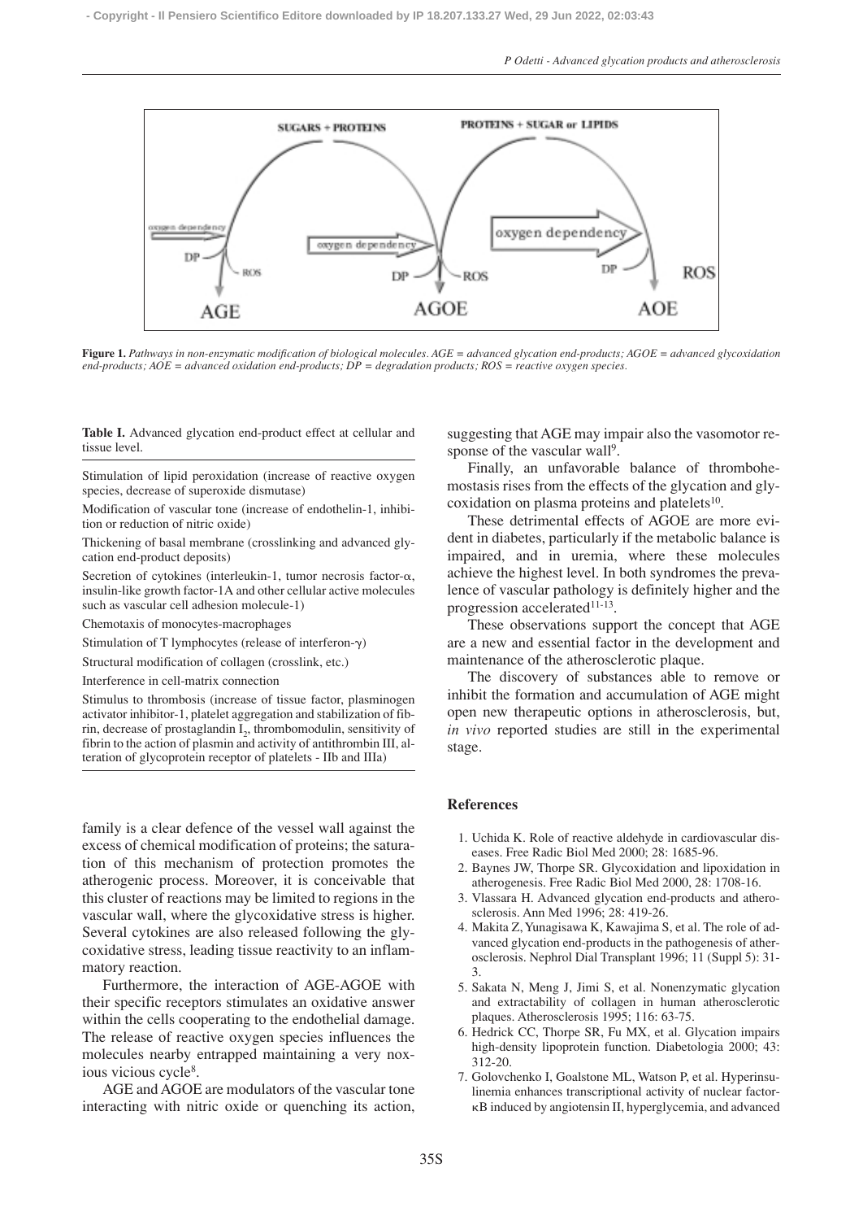**Figure 1.** *Pathways in non-enzymatic modification of biological molecules. AGE = advanced glycation end-products; AGOE = advanced glycoxidation end-products; AOE = advanced oxidation end-products; DP = degradation products; ROS = reactive oxygen species.*

**Table I.** Advanced glycation end-product effect at cellular and tissue level.

| |
|---|
| Stimulation of lipid peroxidation (increase of reactive oxygen species, decrease of superoxide dismutase) |
| Modification of vascular tone (increase of endothelin-1, inhibition or reduction of nitric oxide) |
| Thickening of basal membrane (crosslinking and advanced glycation end-product deposits) |
| Secretion of cytokines (interleukin-1, tumor necrosis factor-$\alpha$, insulin-like growth factor-1A and other cellular active molecules such as vascular cell adhesion molecule-1) |
| Chemotaxis of monocytes-macrophages |
| Stimulation of T lymphocytes (release of interferon-$\gamma$) |
| Structural modification of collagen (crosslink, etc.) |
| Interference in cell-matrix connection |
| Stimulus to thrombosis (increase of tissue factor, plasminogen activator inhibitor-1, platelet aggregation and stabilization of fibrin, decrease of prostaglandin $I_2$, thrombomodulin, sensitivity of fibrin to the action of plasmin and activity of antithrombin III, alteration of glycoprotein receptor of platelets - IIb and IIIa) |

family is a clear defence of the vessel wall against the excess of chemical modification of proteins; the saturation of this mechanism of protection promotes the atherogenic process. Moreover, it is conceivable that this cluster of reactions may be limited to regions in the vascular wall, where the glycoxidative stress is higher. Several cytokines are also released following the glycoxidative stress, leading tissue reactivity to an inflammatory reaction.

Furthermore, the interaction of AGE-AGOE with their specific receptors stimulates an oxidative answer within the cells cooperating to the endothelial damage. The release of reactive oxygen species influences the molecules nearby entrapped maintaining a very noxious vicious cycle[8].

AGE and AGOE are modulators of the vascular tone interacting with nitric oxide or quenching its action, suggesting that AGE may impair also the vasomotor response of the vascular wall[9].

Finally, an unfavorable balance of thrombohemostasis rises from the effects of the glycation and glycoxidation on plasma proteins and platelets[10].

These detrimental effects of AGOE are more evident in diabetes, particularly if the metabolic balance is impaired, and in uremia, where these molecules achieve the highest level. In both syndromes the prevalence of vascular pathology is definitely higher and the progression accelerated[11-13].

These observations support the concept that AGE are a new and essential factor in the development and maintenance of the atherosclerotic plaque.

The discovery of substances able to remove or inhibit the formation and accumulation of AGE might open new therapeutic options in atherosclerosis, but, *in vivo* reported studies are still in the experimental stage.

## References

1. Uchida K. Role of reactive aldehyde in cardiovascular diseases. Free Radic Biol Med 2000; 28: 1685-96.
2. Baynes JW, Thorpe SR. Glycoxidation and lipoxidation in atherogenesis. Free Radic Biol Med 2000, 28: 1708-16.
3. Vlassara H. Advanced glycation end-products and atherosclerosis. Ann Med 1996; 28: 419-26.
4. Makita Z, Yunagisawa K, Kawajima S, et al. The role of advanced glycation end-products in the pathogenesis of atherosclerosis. Nephrol Dial Transplant 1996; 11 (Suppl 5): 31-3.
5. Sakata N, Meng J, Jimi S, et al. Nonenzymatic glycation and extractability of collagen in human atherosclerotic plaques. Atherosclerosis 1995; 116: 63-75.
6. Hedrick CC, Thorpe SR, Fu MX, et al. Glycation impairs high-density lipoprotein function. Diabetologia 2000; 43: 312-20.
7. Golovchenko I, Goalstone ML, Watson P, et al. Hyperinsulinemia enhances transcriptional activity of nuclear factor-κB induced by angiotensin II, hyperglycemia, and advanced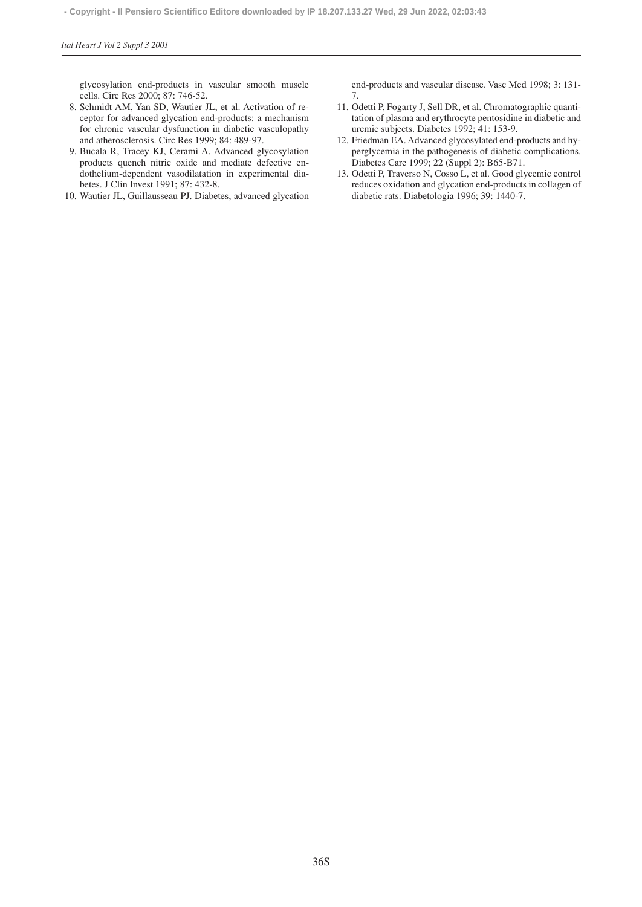glycosylation end-products in vascular smooth muscle cells. Circ Res 2000; 87: 746-52.

8. Schmidt AM, Yan SD, Wautier JL, et al. Activation of receptor for advanced glycation end-products: a mechanism for chronic vascular dysfunction in diabetic vasculopathy and atherosclerosis. Circ Res 1999; 84: 489-97.
9. Bucala R, Tracey KJ, Cerami A. Advanced glycosylation products quench nitric oxide and mediate defective endothelium-dependent vasodilatation in experimental diabetes. J Clin Invest 1991; 87: 432-8.
10. Wautier JL, Guillausseau PJ. Diabetes, advanced glycation end-products and vascular disease. Vasc Med 1998; 3: 131-7.
11. Odetti P, Fogarty J, Sell DR, et al. Chromatographic quantitation of plasma and erythrocyte pentosidine in diabetic and uremic subjects. Diabetes 1992; 41: 153-9.
12. Friedman EA. Advanced glycosylated end-products and hyperglycemia in the pathogenesis of diabetic complications. Diabetes Care 1999; 22 (Suppl 2): B65-B71.
13. Odetti P, Traverso N, Cosso L, et al. Good glycemic control reduces oxidation and glycation end-products in collagen of diabetic rats. Diabetologia 1996; 39: 1440-7.